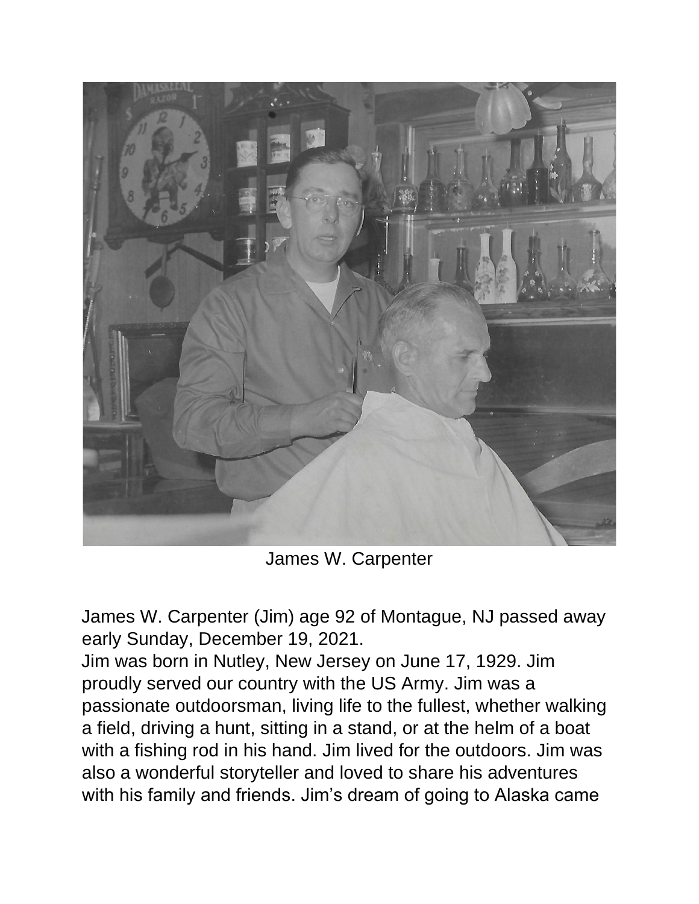James W. Carpenter

James W. Carpenter (Jim) age 92 of Montague, NJ passed away early Sunday, December 19, 2021.

Jim was born in Nutley, New Jersey on June 17, 1929. Jim proudly served our country with the US Army. Jim was a passionate outdoorsman, living life to the fullest, whether walking a field, driving a hunt, sitting in a stand, or at the helm of a boat with a fishing rod in his hand. Jim lived for the outdoors. Jim was also a wonderful storyteller and loved to share his adventures with his family and friends. Jim's dream of going to Alaska came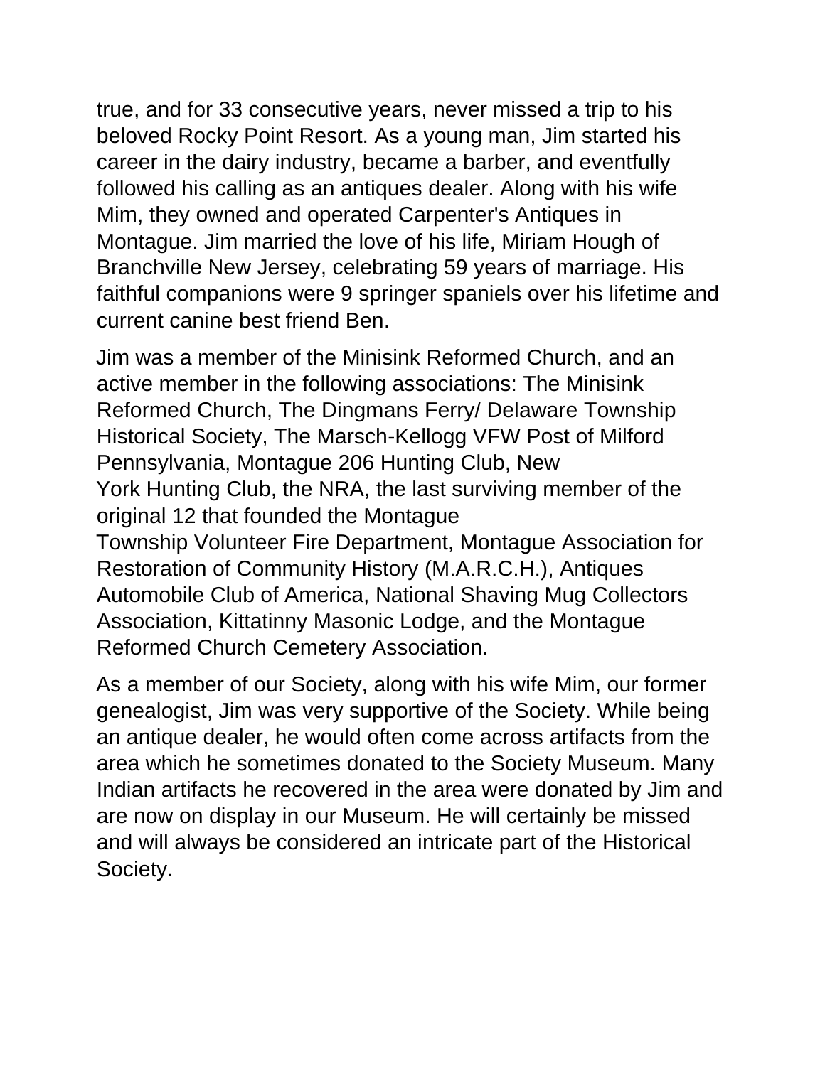true, and for 33 consecutive years, never missed a trip to his beloved Rocky Point Resort. As a young man, Jim started his career in the dairy industry, became a barber, and eventfully followed his calling as an antiques dealer. Along with his wife Mim, they owned and operated Carpenter's Antiques in Montague. Jim married the love of his life, Miriam Hough of Branchville New Jersey, celebrating 59 years of marriage. His faithful companions were 9 springer spaniels over his lifetime and current canine best friend Ben.

Jim was a member of the Minisink Reformed Church, and an active member in the following associations: The Minisink Reformed Church, The Dingmans Ferry/ Delaware Township Historical Society, The Marsch-Kellogg VFW Post of Milford Pennsylvania, Montague 206 Hunting Club, New York Hunting Club, the NRA, the last surviving member of the original 12 that founded the Montague Township Volunteer Fire Department, Montague Association for Restoration of Community History (M.A.R.C.H.), Antiques Automobile Club of America, National Shaving Mug Collectors Association, Kittatinny Masonic Lodge, and the Montague Reformed Church Cemetery Association.

As a member of our Society, along with his wife Mim, our former genealogist, Jim was very supportive of the Society. While being an antique dealer, he would often come across artifacts from the area which he sometimes donated to the Society Museum. Many Indian artifacts he recovered in the area were donated by Jim and are now on display in our Museum. He will certainly be missed and will always be considered an intricate part of the Historical Society.